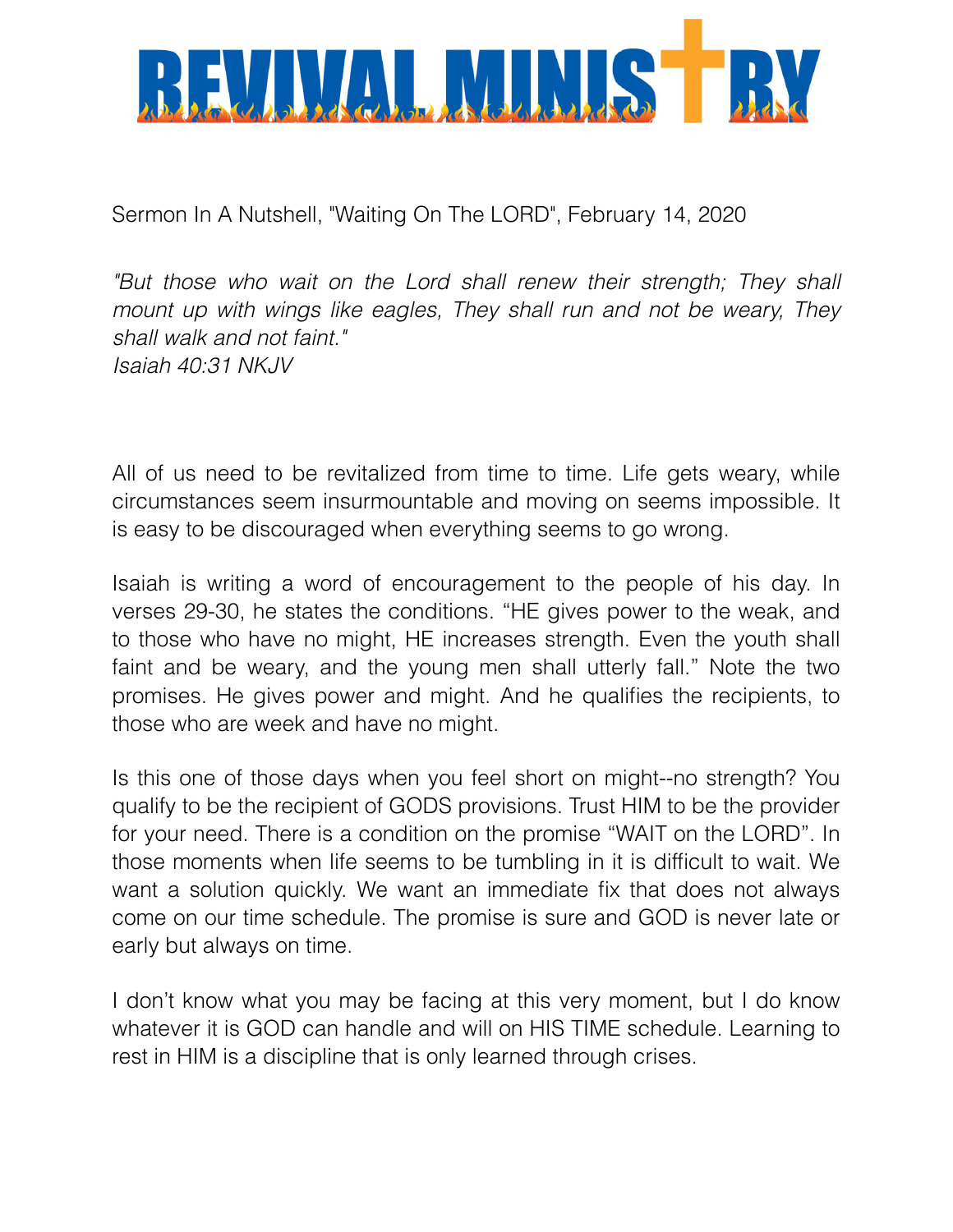# REVIVAL MINISTRY

Sermon In A Nutshell, "Waiting On The LORD", February 14, 2020

*"But those who wait on the Lord shall renew their strength; They shall mount up with wings like eagles, They shall run and not be weary, They shall walk and not faint."*
*Isaiah 40:31 NKJV*

All of us need to be revitalized from time to time. Life gets weary, while circumstances seem insurmountable and moving on seems impossible. It is easy to be discouraged when everything seems to go wrong.

Isaiah is writing a word of encouragement to the people of his day. In verses 29-30, he states the conditions. "HE gives power to the weak, and to those who have no might, HE increases strength. Even the youth shall faint and be weary, and the young men shall utterly fall." Note the two promises. He gives power and might. And he qualifies the recipients, to those who are week and have no might.

Is this one of those days when you feel short on might--no strength? You qualify to be the recipient of GODS provisions. Trust HIM to be the provider for your need. There is a condition on the promise "WAIT on the LORD". In those moments when life seems to be tumbling in it is difficult to wait. We want a solution quickly. We want an immediate fix that does not always come on our time schedule. The promise is sure and GOD is never late or early but always on time.

I don't know what you may be facing at this very moment, but I do know whatever it is GOD can handle and will on HIS TIME schedule. Learning to rest in HIM is a discipline that is only learned through crises.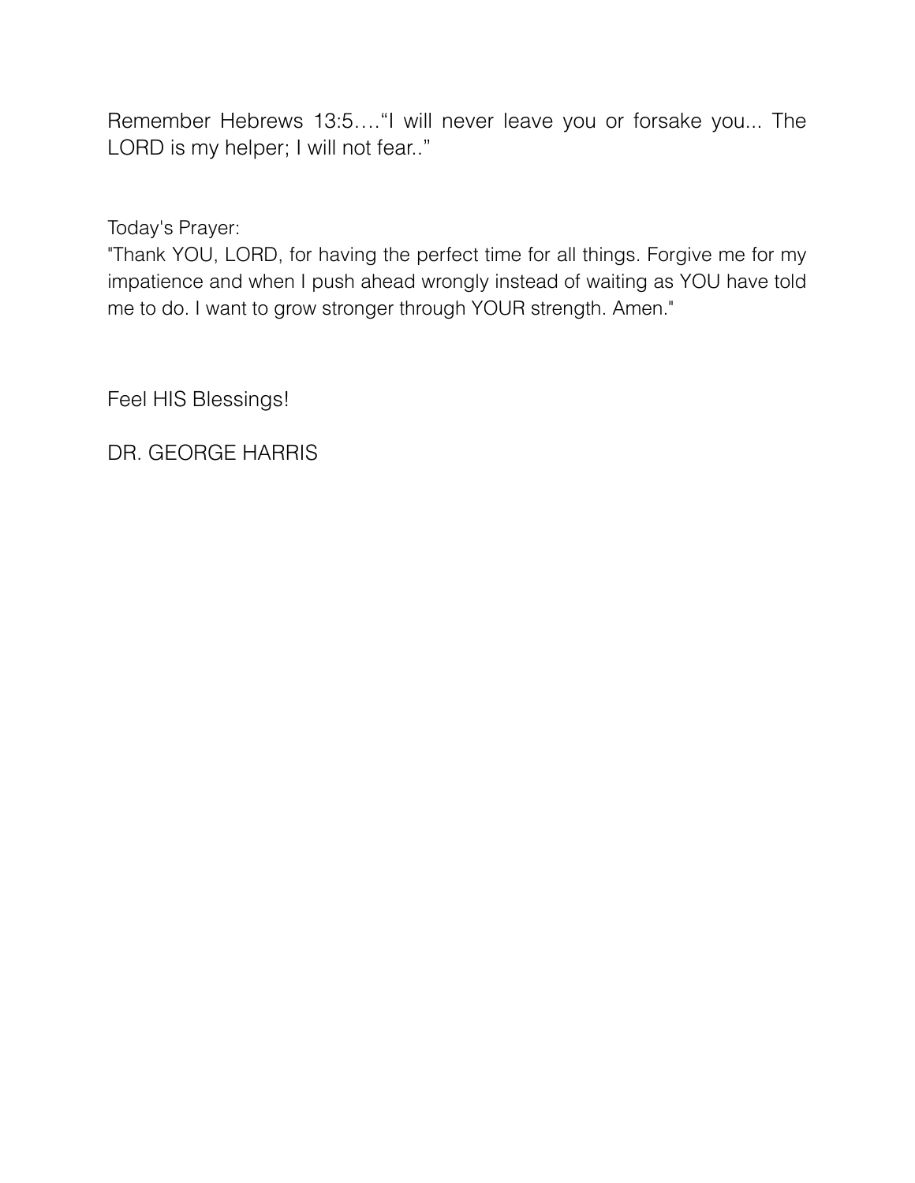Remember Hebrews 13:5…."I will never leave you or forsake you... The LORD is my helper; I will not fear.."

Today's Prayer:
"Thank YOU, LORD, for having the perfect time for all things. Forgive me for my impatience and when I push ahead wrongly instead of waiting as YOU have told me to do. I want to grow stronger through YOUR strength. Amen."

Feel HIS Blessings!

DR. GEORGE HARRIS